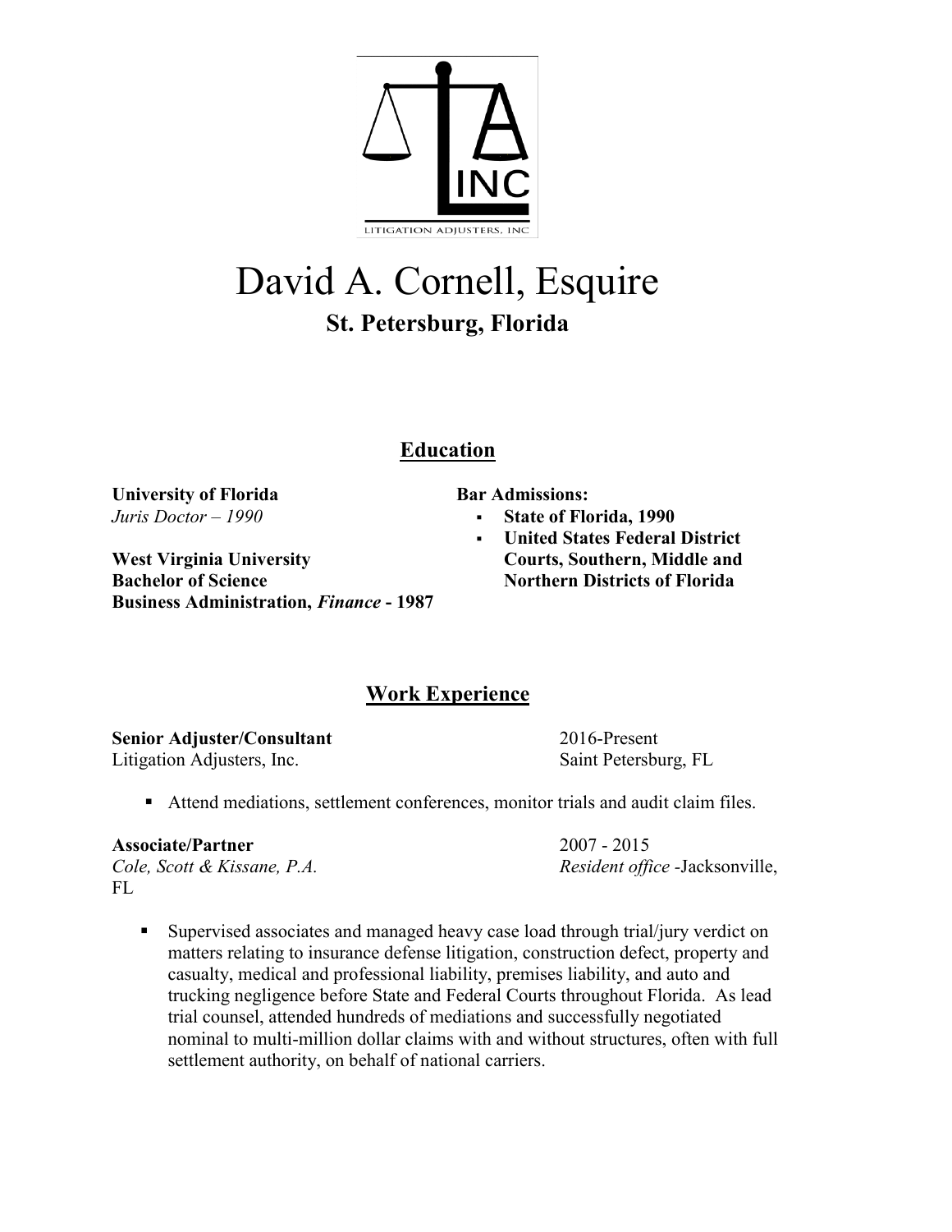# David A. Cornell, Esquire

### St. Petersburg, Florida

## Education

**University of Florida**
*Juris Doctor – 1990*

**West Virginia University**
**Bachelor of Science**
**Business Administration, *Finance* - 1987**

**Bar Admissions:**

- **State of Florida, 1990**
- **United States Federal District Courts, Southern, Middle and Northern Districts of Florida**

## Work Experience

**Senior Adjuster/Consultant** — 2016-Present
Litigation Adjusters, Inc. — Saint Petersburg, FL

- Attend mediations, settlement conferences, monitor trials and audit claim files.

**Associate/Partner** — 2007 - 2015
*Cole, Scott & Kissane, P.A.* — *Resident office* -Jacksonville, FL

- Supervised associates and managed heavy case load through trial/jury verdict on matters relating to insurance defense litigation, construction defect, property and casualty, medical and professional liability, premises liability, and auto and trucking negligence before State and Federal Courts throughout Florida. As lead trial counsel, attended hundreds of mediations and successfully negotiated nominal to multi-million dollar claims with and without structures, often with full settlement authority, on behalf of national carriers.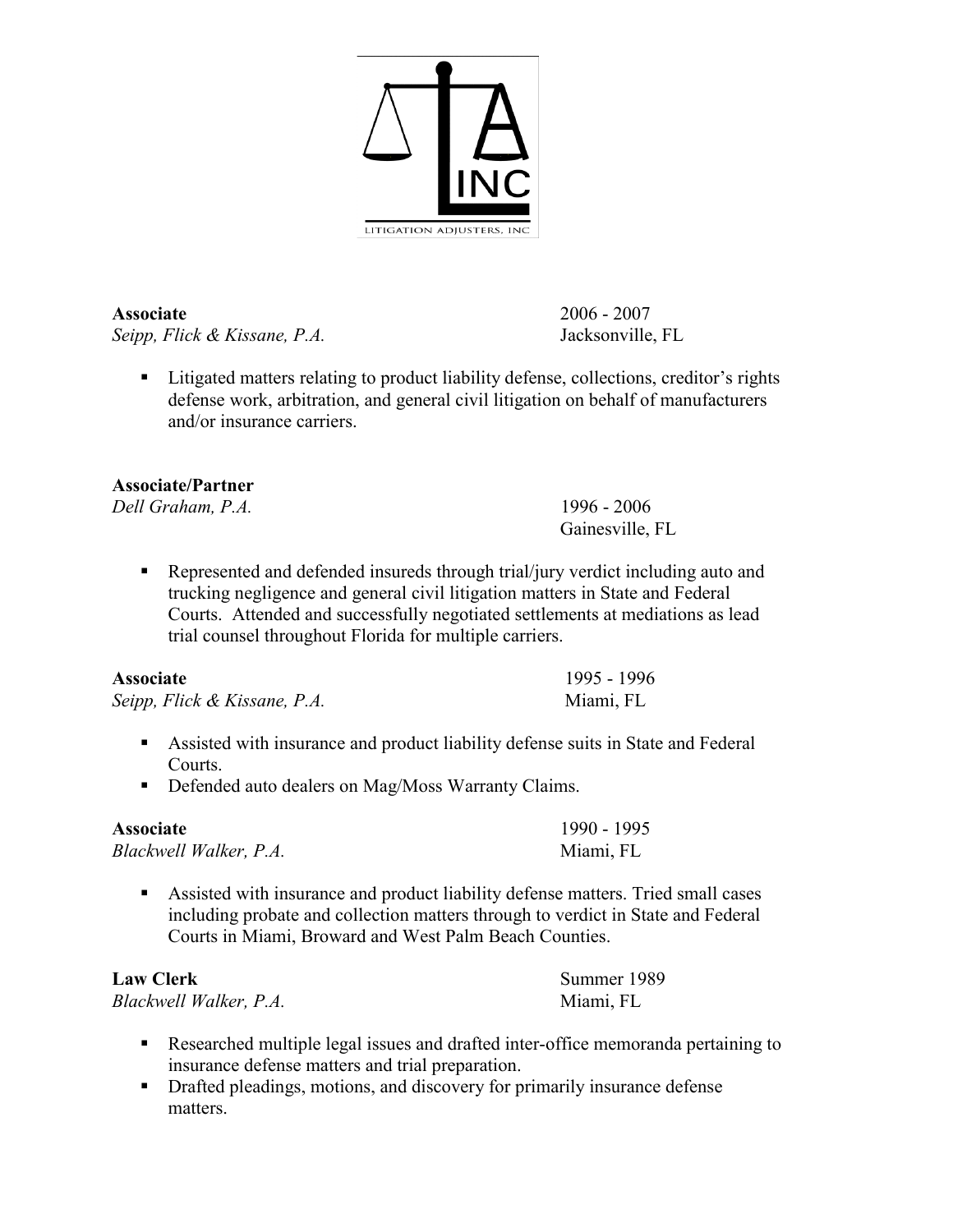LITIGATION ADJUSTERS, INC

**Associate** 2006 - 2007
*Seipp, Flick & Kissane, P.A.* Jacksonville, FL

- Litigated matters relating to product liability defense, collections, creditor's rights defense work, arbitration, and general civil litigation on behalf of manufacturers and/or insurance carriers.

**Associate/Partner**
*Dell Graham, P.A.* 1996 - 2006
Gainesville, FL

- Represented and defended insureds through trial/jury verdict including auto and trucking negligence and general civil litigation matters in State and Federal Courts. Attended and successfully negotiated settlements at mediations as lead trial counsel throughout Florida for multiple carriers.

**Associate** 1995 - 1996
*Seipp, Flick & Kissane, P.A.* Miami, FL

- Assisted with insurance and product liability defense suits in State and Federal Courts.
- Defended auto dealers on Mag/Moss Warranty Claims.

**Associate** 1990 - 1995
*Blackwell Walker, P.A.* Miami, FL

- Assisted with insurance and product liability defense matters. Tried small cases including probate and collection matters through to verdict in State and Federal Courts in Miami, Broward and West Palm Beach Counties.

**Law Clerk** Summer 1989
*Blackwell Walker, P.A.* Miami, FL

- Researched multiple legal issues and drafted inter-office memoranda pertaining to insurance defense matters and trial preparation.
- Drafted pleadings, motions, and discovery for primarily insurance defense matters.